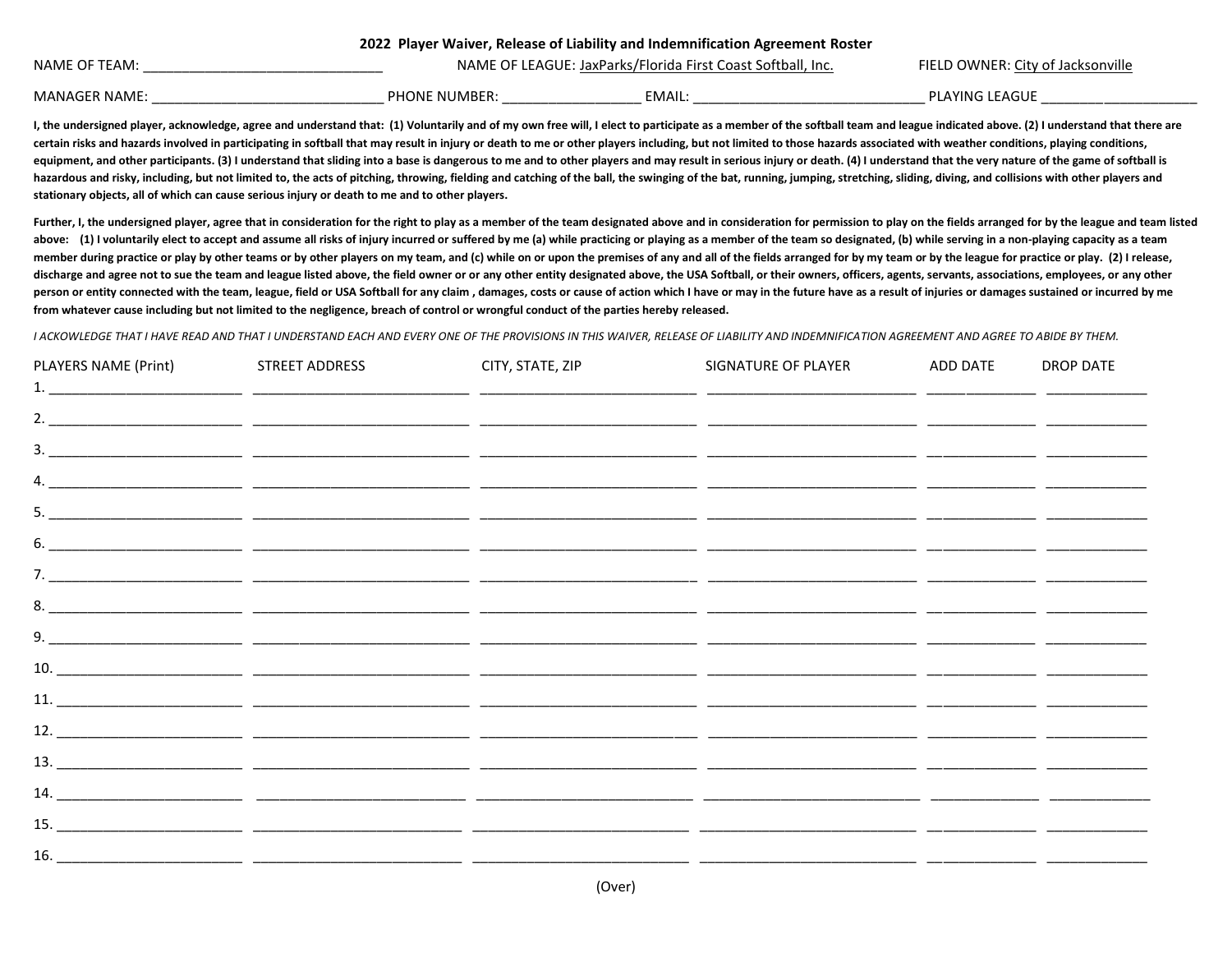# 2022 Player Waiver, Release of Liability and Indemnification Agreement Roster

NAME OF TEAM: _______________________________ NAME OF LEAGUE: JaxParks/Florida First Coast Softball, Inc. FIELD OWNER: City of Jacksonville

MANAGER NAME: ______________________________ PHONE NUMBER: __________________ EMAIL: _______________________________ PLAYING LEAGUE ____________________

**I, the undersigned player, acknowledge, agree and understand that: (1) Voluntarily and of my own free will, I elect to participate as a member of the softball team and league indicated above. (2) I understand that there are certain risks and hazards involved in participating in softball that may result in injury or death to me or other players including, but not limited to those hazards associated with weather conditions, playing conditions, equipment, and other participants. (3) I understand that sliding into a base is dangerous to me and to other players and may result in serious injury or death. (4) I understand that the very nature of the game of softball is hazardous and risky, including, but not limited to, the acts of pitching, throwing, fielding and catching of the ball, the swinging of the bat, running, jumping, stretching, sliding, diving, and collisions with other players and stationary objects, all of which can cause serious injury or death to me and to other players.**

**Further, I, the undersigned player, agree that in consideration for the right to play as a member of the team designated above and in consideration for permission to play on the fields arranged for by the league and team listed above: (1) I voluntarily elect to accept and assume all risks of injury incurred or suffered by me (a) while practicing or playing as a member of the team so designated, (b) while serving in a non-playing capacity as a team member during practice or play by other teams or by other players on my team, and (c) while on or upon the premises of any and all of the fields arranged for by my team or by the league for practice or play. (2) I release, discharge and agree not to sue the team and league listed above, the field owner or or any other entity designated above, the USA Softball, or their owners, officers, agents, servants, associations, employees, or any other person or entity connected with the team, league, field or USA Softball for any claim , damages, costs or cause of action which I have or may in the future have as a result of injuries or damages sustained or incurred by me from whatever cause including but not limited to the negligence, breach of control or wrongful conduct of the parties hereby released.**

*I ACKNOWLEDGE THAT I HAVE READ AND THAT I UNDERSTAND EACH AND EVERY ONE OF THE PROVISIONS IN THIS WAIVER, RELEASE OF LIABILITY AND INDEMNIFICATION AGREEMENT AND AGREE TO ABIDE BY THEM.*

| | PLAYERS NAME (Print) | STREET ADDRESS | CITY, STATE, ZIP | SIGNATURE OF PLAYER | ADD DATE | DROP DATE |
|---|---|---|---|---|---|---|
| 1. | | | | | | |
| 2. | | | | | | |
| 3. | | | | | | |
| 4. | | | | | | |
| 5. | | | | | | |
| 6. | | | | | | |
| 7. | | | | | | |
| 8. | | | | | | |
| 9. | | | | | | |
| 10. | | | | | | |
| 11. | | | | | | |
| 12. | | | | | | |
| 13. | | | | | | |
| 14. | | | | | | |
| 15. | | | | | | |
| 16. | | | | | | |

(Over)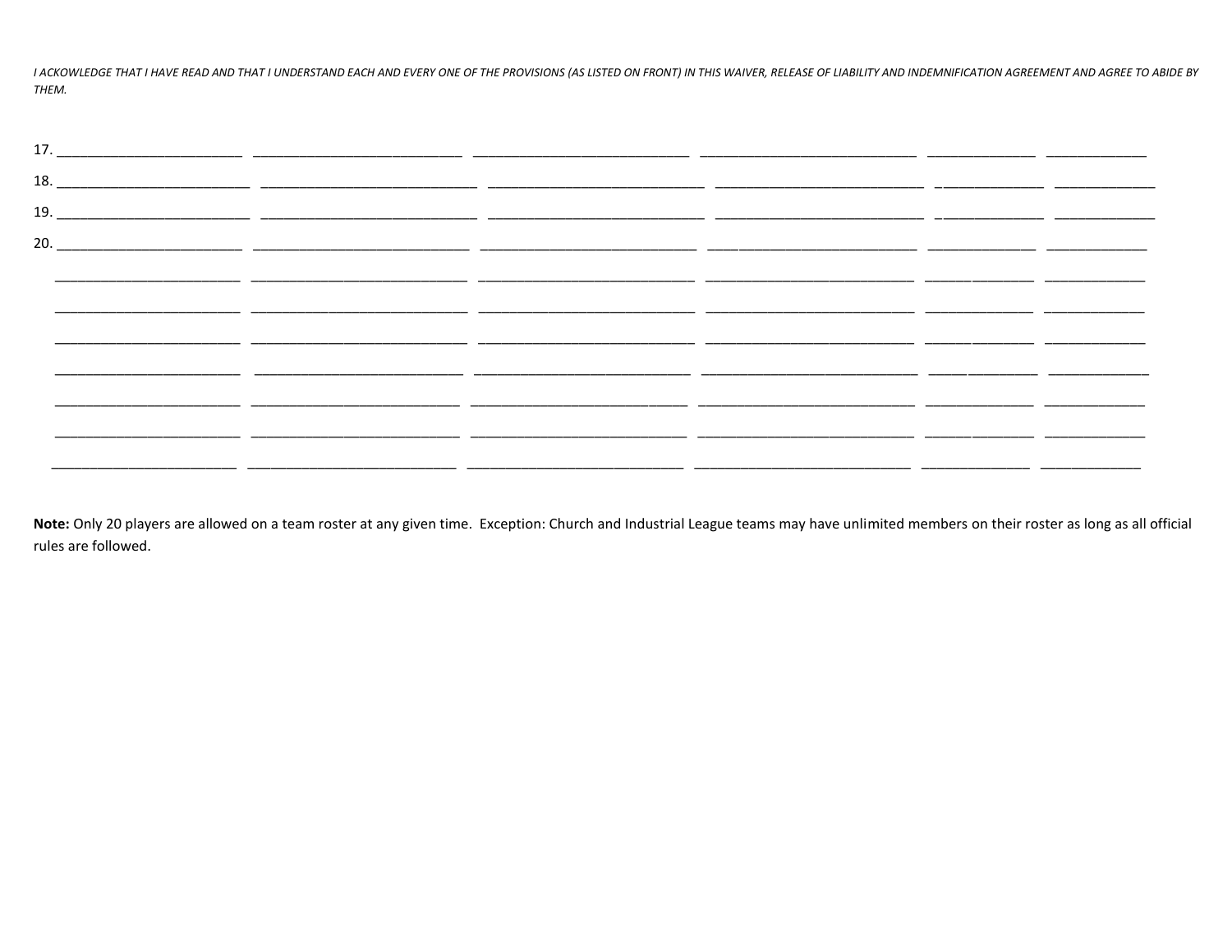*I ACKOWLEDGE THAT I HAVE READ AND THAT I UNDERSTAND EACH AND EVERY ONE OF THE PROVISIONS (AS LISTED ON FRONT) IN THIS WAIVER, RELEASE OF LIABILITY AND INDEMNIFICATION AGREEMENT AND AGREE TO ABIDE BY THEM.*

17. ________________________ ___________________________ ____________________________ ____________________________ ______________ _____________

18. ________________________ ___________________________ ____________________________ ____________________________ ______________ _____________

19. ________________________ ___________________________ ____________________________ ____________________________ ______________ _____________

20. ________________________ ___________________________ ____________________________ ____________________________ ______________ _____________

________________________ ___________________________ ____________________________ ____________________________ ______________ _____________

________________________ ___________________________ ____________________________ ____________________________ ______________ _____________

________________________ ___________________________ ____________________________ ____________________________ ______________ _____________

________________________ ___________________________ ____________________________ ____________________________ ______________ _____________

________________________ ___________________________ ____________________________ ____________________________ ______________ _____________

________________________ ___________________________ ____________________________ ____________________________ ______________ _____________

________________________ ___________________________ ____________________________ ____________________________ ______________ _____________

**Note:** Only 20 players are allowed on a team roster at any given time. Exception: Church and Industrial League teams may have unlimited members on their roster as long as all official rules are followed.